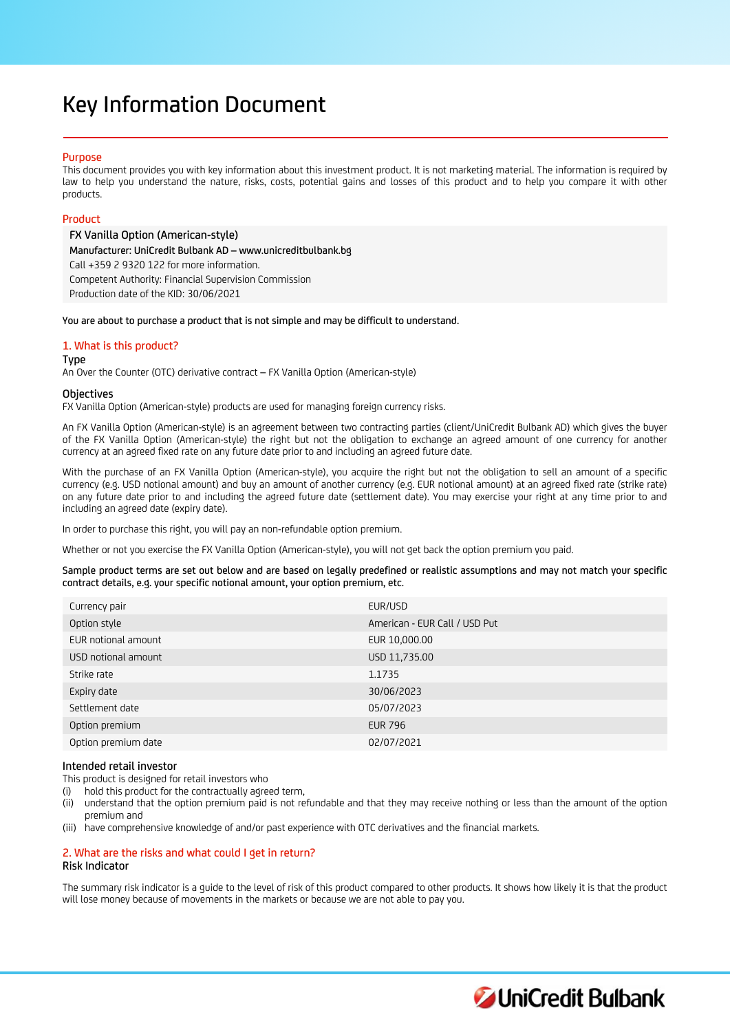# Key Information Document

## Purpose

This document provides you with key information about this investment product. It is not marketing material. The information is required by law to help you understand the nature, risks, costs, potential gains and losses of this product and to help you compare it with other products.

## Product

**FX Vanilla Option (American-style)**

**Manufacturer: UniCredit Bulbank AD – www.unicreditbulbank.bg**

Call +359 2 9320 122 for more information.

Competent Authority: Financial Supervision Commission

Production date of the KID: 30/06/2021

**You are about to purchase a product that is not simple and may be difficult to understand.**

## 1. What is this product?

### Type

An Over the Counter (OTC) derivative contract – FX Vanilla Option (American-style)

### Objectives

FX Vanilla Option (American-style) products are used for managing foreign currency risks.

An FX Vanilla Option (American-style) is an agreement between two contracting parties (client/UniCredit Bulbank AD) which gives the buyer of the FX Vanilla Option (American-style) the right but not the obligation to exchange an agreed amount of one currency for another currency at an agreed fixed rate on any future date prior to and including an agreed future date.

With the purchase of an FX Vanilla Option (American-style), you acquire the right but not the obligation to sell an amount of a specific currency (e.g. USD notional amount) and buy an amount of another currency (e.g. EUR notional amount) at an agreed fixed rate (strike rate) on any future date prior to and including the agreed future date (settlement date). You may exercise your right at any time prior to and including an agreed date (expiry date).

In order to purchase this right, you will pay an non-refundable option premium.

Whether or not you exercise the FX Vanilla Option (American-style), you will not get back the option premium you paid.

**Sample product terms are set out below and are based on legally predefined or realistic assumptions and may not match your specific contract details, e.g. your specific notional amount, your option premium, etc.**

| | |
|---|---|
| Currency pair | EUR/USD |
| Option style | American - EUR Call / USD Put |
| EUR notional amount | EUR 10,000.00 |
| USD notional amount | USD 11,735.00 |
| Strike rate | 1.1735 |
| Expiry date | 30/06/2023 |
| Settlement date | 05/07/2023 |
| Option premium | EUR 796 |
| Option premium date | 02/07/2021 |

### Intended retail investor

This product is designed for retail investors who

(i) hold this product for the contractually agreed term,

(ii) understand that the option premium paid is not refundable and that they may receive nothing or less than the amount of the option premium and

(iii) have comprehensive knowledge of and/or past experience with OTC derivatives and the financial markets.

## 2. What are the risks and what could I get in return?

### Risk Indicator

The summary risk indicator is a guide to the level of risk of this product compared to other products. It shows how likely it is that the product will lose money because of movements in the markets or because we are not able to pay you.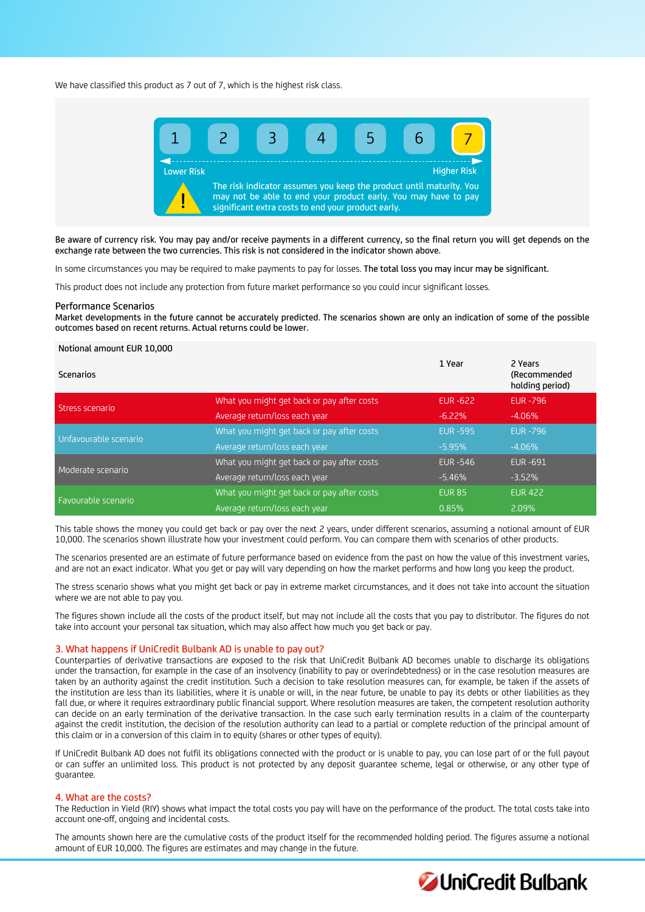We have classified this product as 7 out of 7, which is the highest risk class.

| 1 | 2 | 3 | 4 | 5 | 6 | **7** |
|---|---|---|---|---|---|---|

Lower Risk — Higher Risk

The risk indicator assumes you keep the product until maturity. You may not be able to end your product early. You may have to pay significant extra costs to end your product early.

Be aware of currency risk. You may pay and/or receive payments in a different currency, so the final return you will get depends on the exchange rate between the two currencies. This risk is not considered in the indicator shown above.

In some circumstances you may be required to make payments to pay for losses. The total loss you may incur may be significant.

This product does not include any protection from future market performance so you could incur significant losses.

### Performance Scenarios

Market developments in the future cannot be accurately predicted. The scenarios shown are only an indication of some of the possible outcomes based on recent returns. Actual returns could be lower.

| Notional amount EUR 10,000 | | | |
|---|---|---|---|
| **Scenarios** | | **1 Year** | **2 Years (Recommended holding period)** |
| Stress scenario | What you might get back or pay after costs | EUR -622 | EUR -796 |
| | Average return/loss each year | -6.22% | -4.06% |
| Unfavourable scenario | What you might get back or pay after costs | EUR -595 | EUR -796 |
| | Average return/loss each year | -5.95% | -4.06% |
| Moderate scenario | What you might get back or pay after costs | EUR -546 | EUR -691 |
| | Average return/loss each year | -5.46% | -3.52% |
| Favourable scenario | What you might get back or pay after costs | EUR 85 | EUR 422 |
| | Average return/loss each year | 0.85% | 2.09% |

This table shows the money you could get back or pay over the next 2 years, under different scenarios, assuming a notional amount of EUR 10,000. The scenarios shown illustrate how your investment could perform. You can compare them with scenarios of other products.

The scenarios presented are an estimate of future performance based on evidence from the past on how the value of this investment varies, and are not an exact indicator. What you get or pay will vary depending on how the market performs and how long you keep the product.

The stress scenario shows what you might get back or pay in extreme market circumstances, and it does not take into account the situation where we are not able to pay you.

The figures shown include all the costs of the product itself, but may not include all the costs that you pay to distributor. The figures do not take into account your personal tax situation, which may also affect how much you get back or pay.

## 3. What happens if UniCredit Bulbank AD is unable to pay out?

Counterparties of derivative transactions are exposed to the risk that UniCredit Bulbank AD becomes unable to discharge its obligations under the transaction, for example in the case of an insolvency (inability to pay or overindebtedness) or in the case resolution measures are taken by an authority against the credit institution. Such a decision to take resolution measures can, for example, be taken if the assets of the institution are less than its liabilities, where it is unable or will, in the near future, be unable to pay its debts or other liabilities as they fall due, or where it requires extraordinary public financial support. Where resolution measures are taken, the competent resolution authority can decide on an early termination of the derivative transaction. In the case such early termination results in a claim of the counterparty against the credit institution, the decision of the resolution authority can lead to a partial or complete reduction of the principal amount of this claim or in a conversion of this claim in to equity (shares or other types of equity).

If UniCredit Bulbank AD does not fulfil its obligations connected with the product or is unable to pay, you can lose part of or the full payout or can suffer an unlimited loss. This product is not protected by any deposit guarantee scheme, legal or otherwise, or any other type of guarantee.

## 4. What are the costs?

The Reduction in Yield (RIY) shows what impact the total costs you pay will have on the performance of the product. The total costs take into account one-off, ongoing and incidental costs.

The amounts shown here are the cumulative costs of the product itself for the recommended holding period. The figures assume a notional amount of EUR 10,000. The figures are estimates and may change in the future.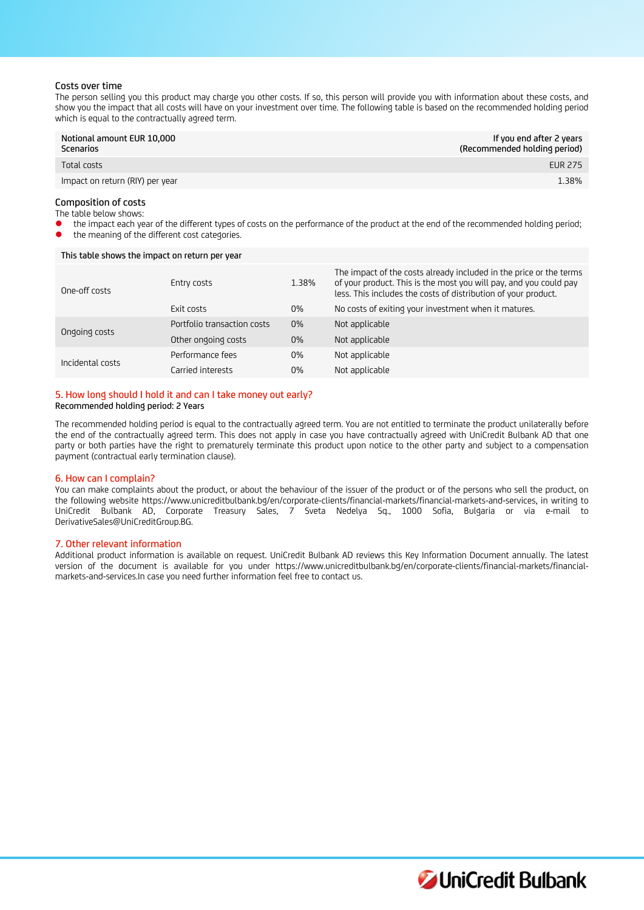Costs over time

The person selling you this product may charge you other costs. If so, this person will provide you with information about these costs, and show you the impact that all costs will have on your investment over time. The following table is based on the recommended holding period which is equal to the contractually agreed term.

| Notional amount EUR 10,000<br>Scenarios | If you end after 2 years<br>(Recommended holding period) |
|---|---|
| Total costs | EUR 275 |
| Impact on return (RIY) per year | 1.38% |

Composition of costs

The table below shows:

- the impact each year of the different types of costs on the performance of the product at the end of the recommended holding period;
- the meaning of the different cost categories.

| This table shows the impact on return per year | | | |
|---|---|---|---|
| One-off costs | Entry costs | 1.38% | The impact of the costs already included in the price or the terms of your product. This is the most you will pay, and you could pay less. This includes the costs of distribution of your product. |
| | Exit costs | 0% | No costs of exiting your investment when it matures. |
| Ongoing costs | Portfolio transaction costs | 0% | Not applicable |
| | Other ongoing costs | 0% | Not applicable |
| Incidental costs | Performance fees | 0% | Not applicable |
| | Carried interests | 0% | Not applicable |

## 5. How long should I hold it and can I take money out early?

Recommended holding period: 2 Years

The recommended holding period is equal to the contractually agreed term. You are not entitled to terminate the product unilaterally before the end of the contractually agreed term. This does not apply in case you have contractually agreed with UniCredit Bulbank AD that one party or both parties have the right to prematurely terminate this product upon notice to the other party and subject to a compensation payment (contractual early termination clause).

## 6. How can I complain?

You can make complaints about the product, or about the behaviour of the issuer of the product or of the persons who sell the product, on the following website https://www.unicreditbulbank.bg/en/corporate-clients/financial-markets/financial-markets-and-services, in writing to UniCredit Bulbank AD, Corporate Treasury Sales, 7 Sveta Nedelya Sq., 1000 Sofia, Bulgaria or via e-mail to DerivativeSales@UniCreditGroup.BG.

## 7. Other relevant information

Additional product information is available on request. UniCredit Bulbank AD reviews this Key Information Document annually. The latest version of the document is available for you under https://www.unicreditbulbank.bg/en/corporate-clients/financial-markets/financial-markets-and-services.In case you need further information feel free to contact us.